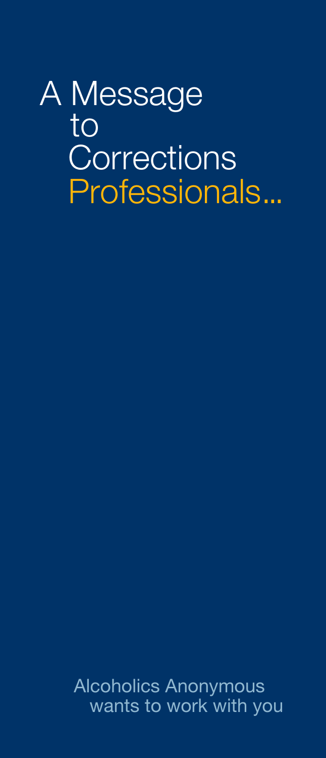# A Message to Corrections Professionals...

Alcoholics Anonymous wants to work with you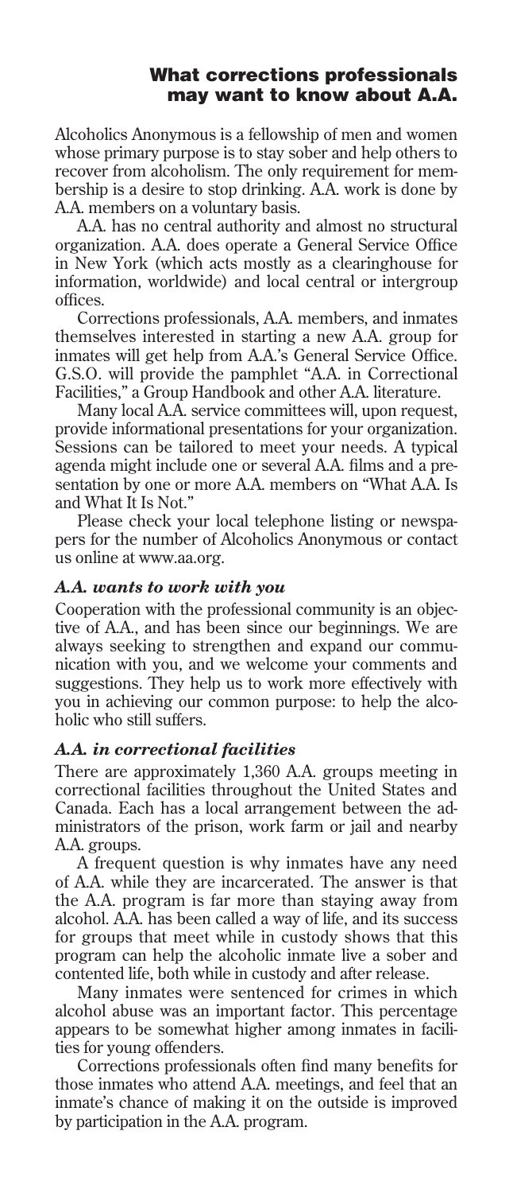## What corrections professionals may want to know about A.A.

Alcoholics Anonymous is a fellowship of men and women whose primary purpose is to stay sober and help others to recover from alcoholism. The only requirement for membership is a desire to stop drinking. A.A. work is done by A.A. members on a voluntary basis.

A.A. has no central authority and almost no structural organization. A.A. does operate a General Service Office in New York (which acts mostly as a clearinghouse for information, worldwide) and local central or intergroup offices.

Corrections professionals, A.A. members, and inmates themselves interested in starting a new A.A. group for inmates will get help from A.A.'s General Service Office. G.S.O. will provide the pamphlet "A.A. in Correctional Facilities," a Group Handbook and other A.A. literature.

Many local A.A. service committees will, upon request, provide informational presentations for your organization. Sessions can be tailored to meet your needs. A typical agenda might include one or several A.A. films and a presentation by one or more A.A. members on "What A.A. Is and What It Is Not."

Please check your local telephone listing or newspapers for the number of Alcoholics Anonymous or contact us online at www.aa.org.

### *A.A. wants to work with you*

Cooperation with the professional community is an objective of A.A., and has been since our beginnings. We are always seeking to strengthen and expand our communication with you, and we welcome your comments and suggestions. They help us to work more effectively with you in achieving our common purpose: to help the alcoholic who still suffers.

### *A.A. in correctional facilities*

There are approximately 1,360 A.A. groups meeting in correctional facilities throughout the United States and Canada. Each has a local arrangement between the administrators of the prison, work farm or jail and nearby A.A. groups.

A frequent question is why inmates have any need of A.A. while they are incarcerated. The answer is that the A.A. program is far more than staying away from alcohol. A.A. has been called a way of life, and its success for groups that meet while in custody shows that this program can help the alcoholic inmate live a sober and contented life, both while in custody and after release.

Many inmates were sentenced for crimes in which alcohol abuse was an important factor. This percentage appears to be somewhat higher among inmates in facilities for young offenders.

Corrections professionals often find many benefits for those inmates who attend A.A. meetings, and feel that an inmate's chance of making it on the outside is improved by participation in the A.A. program.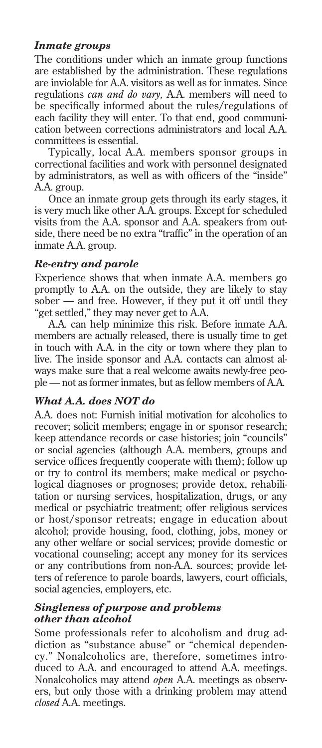### *Inmate groups*

The conditions under which an inmate group functions are established by the administration. These regulations are inviolable for A.A. visitors as well as for inmates. Since regulations *can and do vary,* A.A. members will need to be specifically informed about the rules/regulations of each facility they will enter. To that end, good communication between corrections administrators and local A.A. committees is essential.

Typically, local A.A. members sponsor groups in correctional facilities and work with personnel designated by administrators, as well as with officers of the "inside" A.A. group.

Once an inmate group gets through its early stages, it is very much like other A.A. groups. Except for scheduled visits from the A.A. sponsor and A.A. speakers from outside, there need be no extra "traffic" in the operation of an inmate A.A. group.

### *Re-entry and parole*

Experience shows that when inmate A.A. members go promptly to A.A. on the outside, they are likely to stay sober — and free. However, if they put it off until they "get settled," they may never get to A.A.

A.A. can help minimize this risk. Before inmate A.A. members are actually released, there is usually time to get in touch with A.A. in the city or town where they plan to live. The inside sponsor and A.A. contacts can almost always make sure that a real welcome awaits newly-free people — not as former inmates, but as fellow members of A.A.

### *What A.A. does NOT do*

A.A. does not: Furnish initial motivation for alcoholics to recover; solicit members; engage in or sponsor research; keep attendance records or case histories; join "councils" or social agencies (although A.A. members, groups and service offices frequently cooperate with them); follow up or try to control its members; make medical or psychological diagnoses or prognoses; provide detox, rehabilitation or nursing services, hospitalization, drugs, or any medical or psychiatric treatment; offer religious services or host/sponsor retreats; engage in education about alcohol; provide housing, food, clothing, jobs, money or any other welfare or social services; provide domestic or vocational counseling; accept any money for its services or any contributions from non-A.A. sources; provide letters of reference to parole boards, lawyers, court officials, social agencies, employers, etc.

### *Singleness of purpose and problems other than alcohol*

Some professionals refer to alcoholism and drug addiction as "substance abuse" or "chemical dependency." Nonalcoholics are, therefore, sometimes introduced to A.A. and encouraged to attend A.A. meetings. Nonalcoholics may attend *open* A.A. meetings as observers, but only those with a drinking problem may attend *closed* A.A. meetings.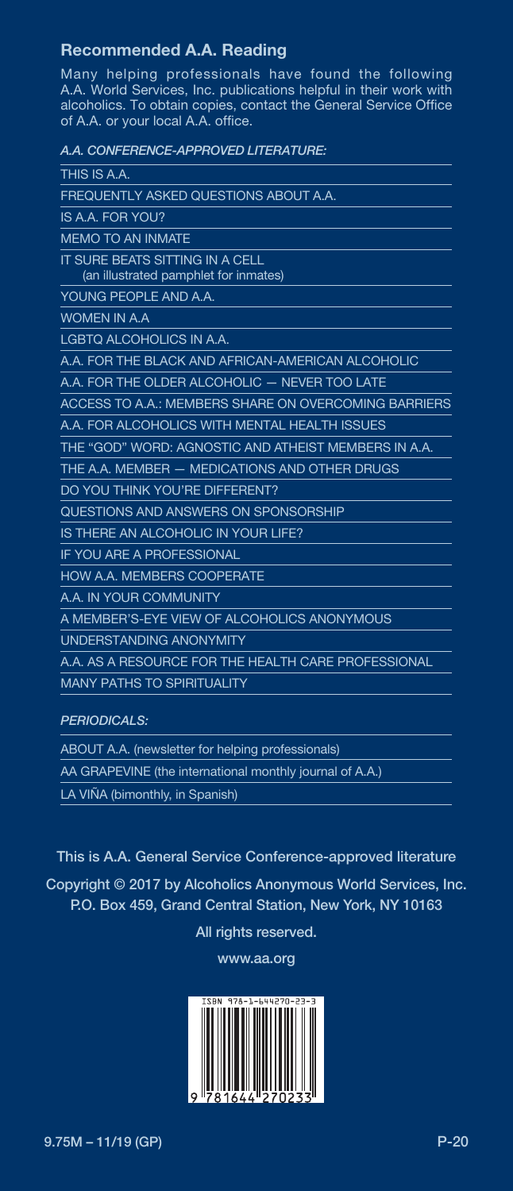## Recommended A.A. Reading

Many helping professionals have found the following A.A. World Services, Inc. publications helpful in their work with alcoholics. To obtain copies, contact the General Service Office of A.A. or your local A.A. office.

***A.A. CONFERENCE-APPROVED LITERATURE:***

- THIS IS A.A.
- FREQUENTLY ASKED QUESTIONS ABOUT A.A.
- IS A.A. FOR YOU?
- MEMO TO AN INMATE
- IT SURE BEATS SITTING IN A CELL (an illustrated pamphlet for inmates)
- YOUNG PEOPLE AND A.A.
- WOMEN IN A.A
- LGBTQ ALCOHOLICS IN A.A.
- A.A. FOR THE BLACK AND AFRICAN-AMERICAN ALCOHOLIC
- A.A. FOR THE OLDER ALCOHOLIC — NEVER TOO LATE
- ACCESS TO A.A.: MEMBERS SHARE ON OVERCOMING BARRIERS
- A.A. FOR ALCOHOLICS WITH MENTAL HEALTH ISSUES
- THE "GOD" WORD: AGNOSTIC AND ATHEIST MEMBERS IN A.A.
- THE A.A. MEMBER — MEDICATIONS AND OTHER DRUGS
- DO YOU THINK YOU'RE DIFFERENT?
- QUESTIONS AND ANSWERS ON SPONSORSHIP
- IS THERE AN ALCOHOLIC IN YOUR LIFE?
- IF YOU ARE A PROFESSIONAL
- HOW A.A. MEMBERS COOPERATE
- A.A. IN YOUR COMMUNITY
- A MEMBER'S-EYE VIEW OF ALCOHOLICS ANONYMOUS
- UNDERSTANDING ANONYMITY
- A.A. AS A RESOURCE FOR THE HEALTH CARE PROFESSIONAL
- MANY PATHS TO SPIRITUALITY

***PERIODICALS:***

- ABOUT A.A. (newsletter for helping professionals)
- AA GRAPEVINE (the international monthly journal of A.A.)
- LA VIÑA (bimonthly, in Spanish)

This is A.A. General Service Conference-approved literature

Copyright © 2017 by Alcoholics Anonymous World Services, Inc.
P.O. Box 459, Grand Central Station, New York, NY 10163

All rights reserved.

www.aa.org

ISBN 978-1-644270-23-3

9 781644 270233

9.75M – 11/19 (GP)

P-20